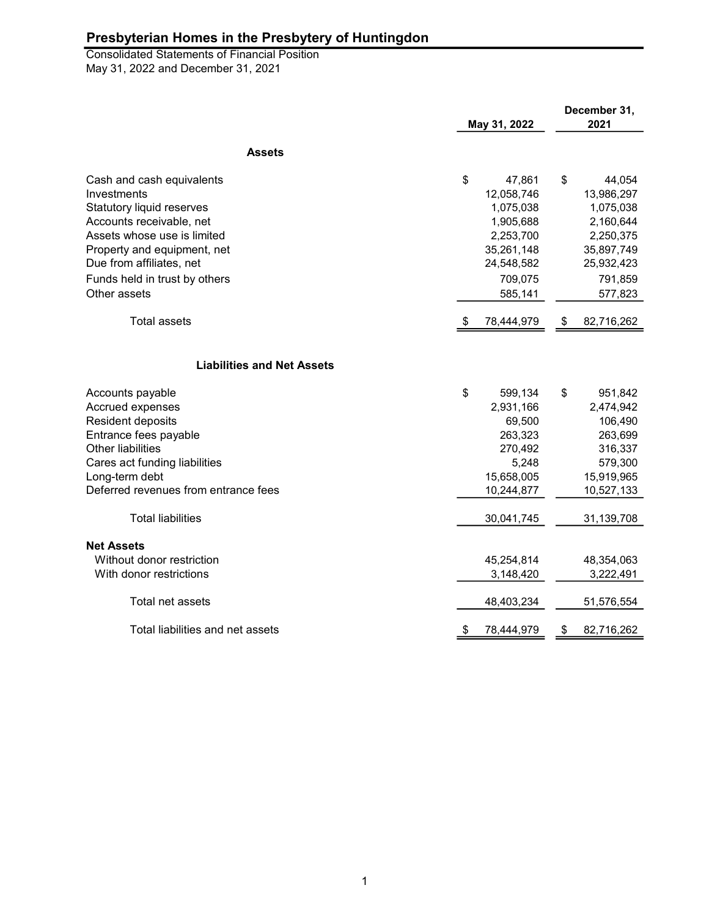# Presbyterian Homes in the Presbytery of Huntingdon

Consolidated Statements of Financial Position
May 31, 2022 and December 31, 2021

| | May 31, 2022 | December 31, 2021 |
|---|---|---|
| **Assets** | | |
| Cash and cash equivalents | $ 47,861 | $ 44,054 |
| Investments | 12,058,746 | 13,986,297 |
| Statutory liquid reserves | 1,075,038 | 1,075,038 |
| Accounts receivable, net | 1,905,688 | 2,160,644 |
| Assets whose use is limited | 2,253,700 | 2,250,375 |
| Property and equipment, net | 35,261,148 | 35,897,749 |
| Due from affiliates, net | 24,548,582 | 25,932,423 |
| Funds held in trust by others | 709,075 | 791,859 |
| Other assets | 585,141 | 577,823 |
| Total assets | $ 78,444,979 | $ 82,716,262 |
| **Liabilities and Net Assets** | | |
| Accounts payable | $ 599,134 | $ 951,842 |
| Accrued expenses | 2,931,166 | 2,474,942 |
| Resident deposits | 69,500 | 106,490 |
| Entrance fees payable | 263,323 | 263,699 |
| Other liabilities | 270,492 | 316,337 |
| Cares act funding liabilities | 5,248 | 579,300 |
| Long-term debt | 15,658,005 | 15,919,965 |
| Deferred revenues from entrance fees | 10,244,877 | 10,527,133 |
| Total liabilities | 30,041,745 | 31,139,708 |
| **Net Assets** | | |
| Without donor restriction | 45,254,814 | 48,354,063 |
| With donor restrictions | 3,148,420 | 3,222,491 |
| Total net assets | 48,403,234 | 51,576,554 |
| Total liabilities and net assets | $ 78,444,979 | $ 82,716,262 |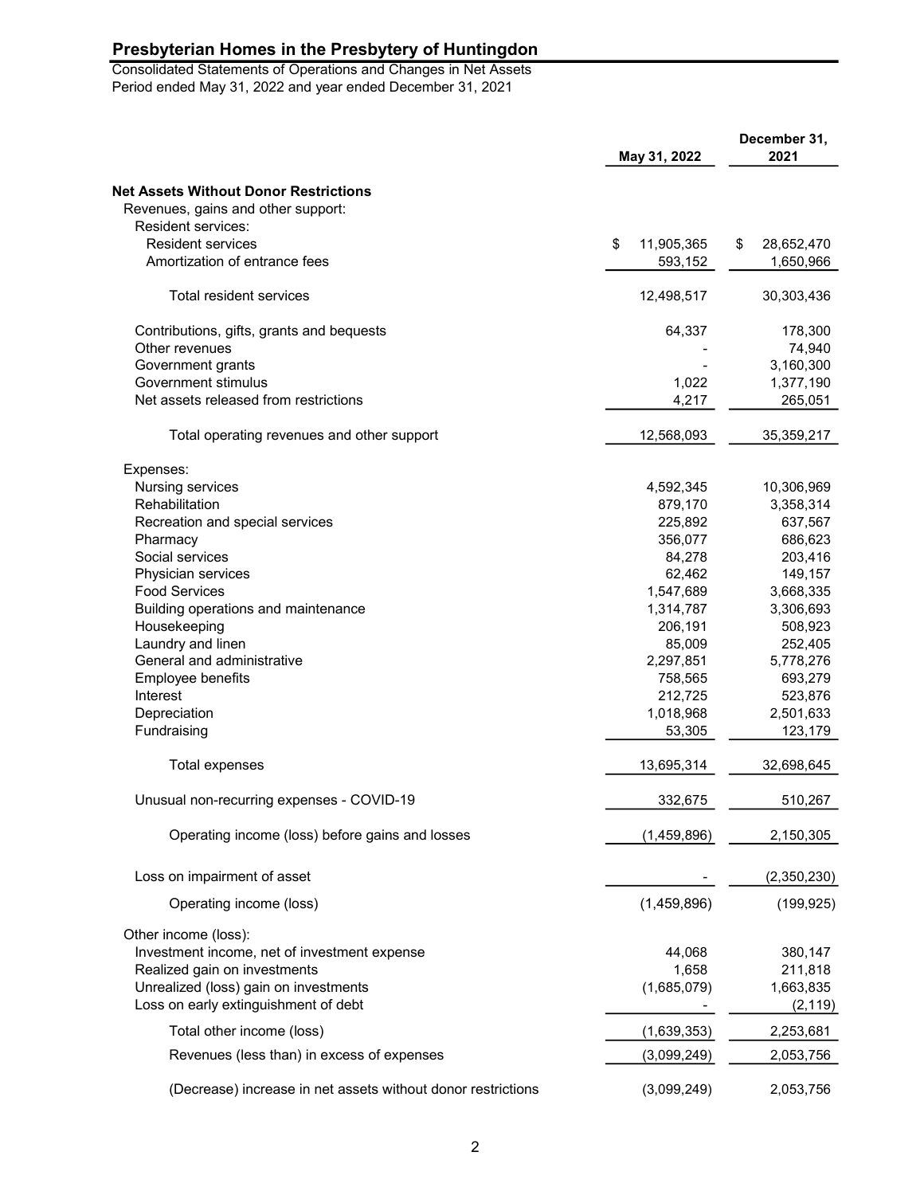# Presbyterian Homes in the Presbytery of Huntingdon

Consolidated Statements of Operations and Changes in Net Assets
Period ended May 31, 2022 and year ended December 31, 2021

| | May 31, 2022 | December 31, 2021 |
|---|---|---|
| **Net Assets Without Donor Restrictions** | | |
| Revenues, gains and other support: | | |
| Resident services: | | |
| Resident services | $ 11,905,365 | $ 28,652,470 |
| Amortization of entrance fees | 593,152 | 1,650,966 |
| Total resident services | 12,498,517 | 30,303,436 |
| Contributions, gifts, grants and bequests | 64,337 | 178,300 |
| Other revenues | - | 74,940 |
| Government grants | - | 3,160,300 |
| Government stimulus | 1,022 | 1,377,190 |
| Net assets released from restrictions | 4,217 | 265,051 |
| Total operating revenues and other support | 12,568,093 | 35,359,217 |
| Expenses: | | |
| Nursing services | 4,592,345 | 10,306,969 |
| Rehabilitation | 879,170 | 3,358,314 |
| Recreation and special services | 225,892 | 637,567 |
| Pharmacy | 356,077 | 686,623 |
| Social services | 84,278 | 203,416 |
| Physician services | 62,462 | 149,157 |
| Food Services | 1,547,689 | 3,668,335 |
| Building operations and maintenance | 1,314,787 | 3,306,693 |
| Housekeeping | 206,191 | 508,923 |
| Laundry and linen | 85,009 | 252,405 |
| General and administrative | 2,297,851 | 5,778,276 |
| Employee benefits | 758,565 | 693,279 |
| Interest | 212,725 | 523,876 |
| Depreciation | 1,018,968 | 2,501,633 |
| Fundraising | 53,305 | 123,179 |
| Total expenses | 13,695,314 | 32,698,645 |
| Unusual non-recurring expenses - COVID-19 | 332,675 | 510,267 |
| Operating income (loss) before gains and losses | (1,459,896) | 2,150,305 |
| Loss on impairment of asset | - | (2,350,230) |
| Operating income (loss) | (1,459,896) | (199,925) |
| Other income (loss): | | |
| Investment income, net of investment expense | 44,068 | 380,147 |
| Realized gain on investments | 1,658 | 211,818 |
| Unrealized (loss) gain on investments | (1,685,079) | 1,663,835 |
| Loss on early extinguishment of debt | - | (2,119) |
| Total other income (loss) | (1,639,353) | 2,253,681 |
| Revenues (less than) in excess of expenses | (3,099,249) | 2,053,756 |
| (Decrease) increase in net assets without donor restrictions | (3,099,249) | 2,053,756 |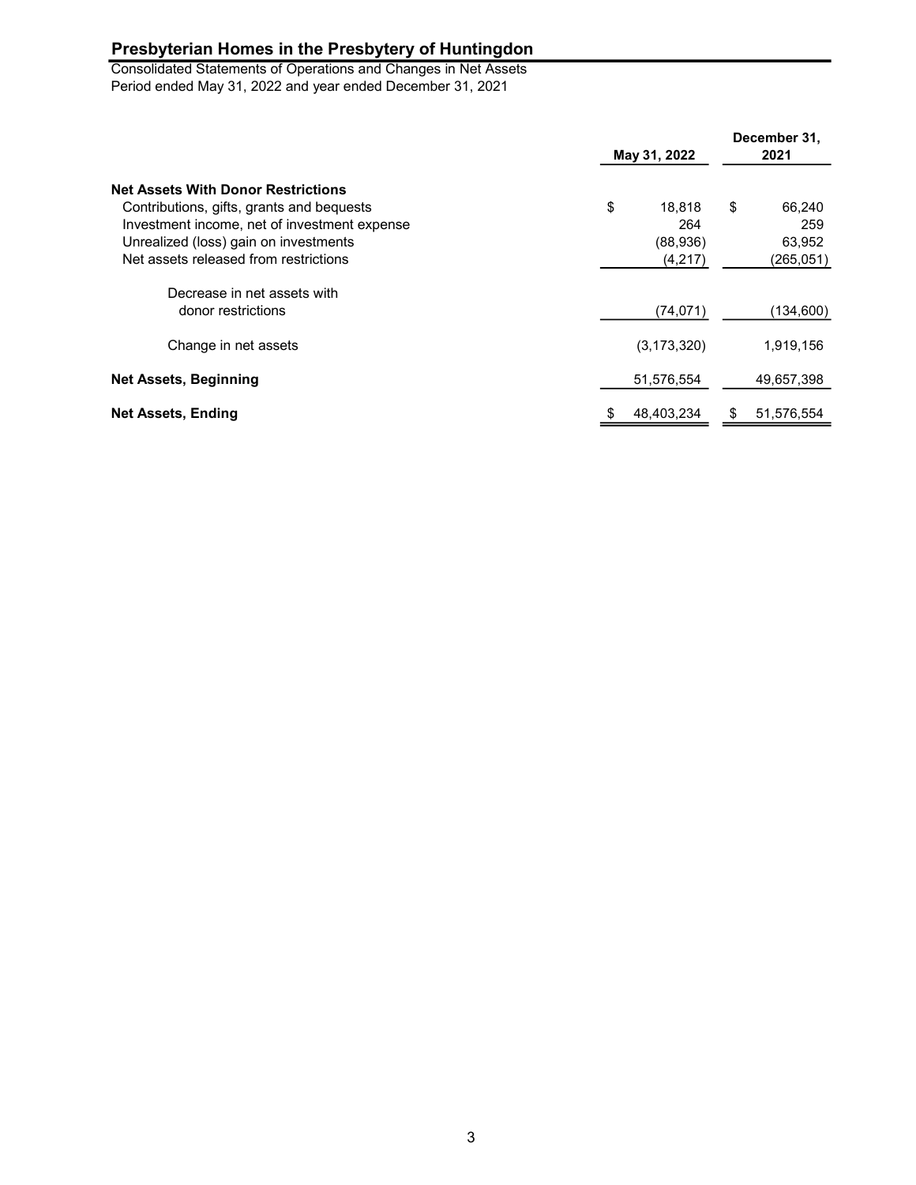## Presbyterian Homes in the Presbytery of Huntingdon

Consolidated Statements of Operations and Changes in Net Assets
Period ended May 31, 2022 and year ended December 31, 2021

| | May 31, 2022 | December 31, 2021 |
|---|---|---|
| **Net Assets With Donor Restrictions** | | |
| Contributions, gifts, grants and bequests | $ 18,818 | $ 66,240 |
| Investment income, net of investment expense | 264 | 259 |
| Unrealized (loss) gain on investments | (88,936) | 63,952 |
| Net assets released from restrictions | (4,217) | (265,051) |
| Decrease in net assets with donor restrictions | (74,071) | (134,600) |
| Change in net assets | (3,173,320) | 1,919,156 |
| **Net Assets, Beginning** | 51,576,554 | 49,657,398 |
| **Net Assets, Ending** | $ 48,403,234 | $ 51,576,554 |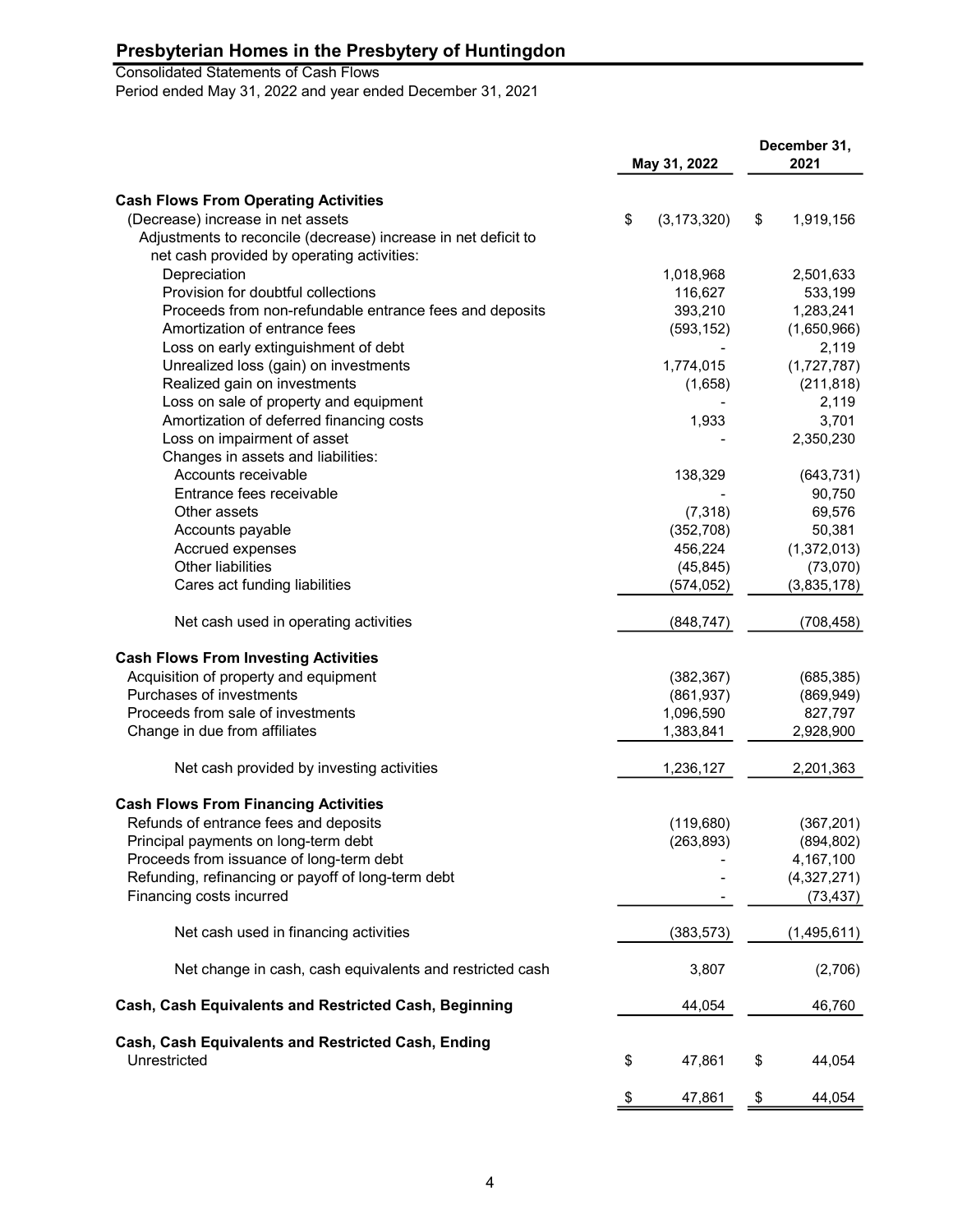# Presbyterian Homes in the Presbytery of Huntingdon

Consolidated Statements of Cash Flows

Period ended May 31, 2022 and year ended December 31, 2021

| | May 31, 2022 | December 31, 2021 |
|---|---|---|
| **Cash Flows From Operating Activities** | | |
| (Decrease) increase in net assets | $ (3,173,320) | $ 1,919,156 |
| Adjustments to reconcile (decrease) increase in net deficit to net cash provided by operating activities: | | |
| Depreciation | 1,018,968 | 2,501,633 |
| Provision for doubtful collections | 116,627 | 533,199 |
| Proceeds from non-refundable entrance fees and deposits | 393,210 | 1,283,241 |
| Amortization of entrance fees | (593,152) | (1,650,966) |
| Loss on early extinguishment of debt | - | 2,119 |
| Unrealized loss (gain) on investments | 1,774,015 | (1,727,787) |
| Realized gain on investments | (1,658) | (211,818) |
| Loss on sale of property and equipment | - | 2,119 |
| Amortization of deferred financing costs | 1,933 | 3,701 |
| Loss on impairment of asset | - | 2,350,230 |
| Changes in assets and liabilities: | | |
| Accounts receivable | 138,329 | (643,731) |
| Entrance fees receivable | - | 90,750 |
| Other assets | (7,318) | 69,576 |
| Accounts payable | (352,708) | 50,381 |
| Accrued expenses | 456,224 | (1,372,013) |
| Other liabilities | (45,845) | (73,070) |
| Cares act funding liabilities | (574,052) | (3,835,178) |
| Net cash used in operating activities | (848,747) | (708,458) |
| **Cash Flows From Investing Activities** | | |
| Acquisition of property and equipment | (382,367) | (685,385) |
| Purchases of investments | (861,937) | (869,949) |
| Proceeds from sale of investments | 1,096,590 | 827,797 |
| Change in due from affiliates | 1,383,841 | 2,928,900 |
| Net cash provided by investing activities | 1,236,127 | 2,201,363 |
| **Cash Flows From Financing Activities** | | |
| Refunds of entrance fees and deposits | (119,680) | (367,201) |
| Principal payments on long-term debt | (263,893) | (894,802) |
| Proceeds from issuance of long-term debt | - | 4,167,100 |
| Refunding, refinancing or payoff of long-term debt | - | (4,327,271) |
| Financing costs incurred | - | (73,437) |
| Net cash used in financing activities | (383,573) | (1,495,611) |
| Net change in cash, cash equivalents and restricted cash | 3,807 | (2,706) |
| **Cash, Cash Equivalents and Restricted Cash, Beginning** | 44,054 | 46,760 |
| **Cash, Cash Equivalents and Restricted Cash, Ending** | | |
| Unrestricted | $ 47,861 | $ 44,054 |
| | $ 47,861 | $ 44,054 |